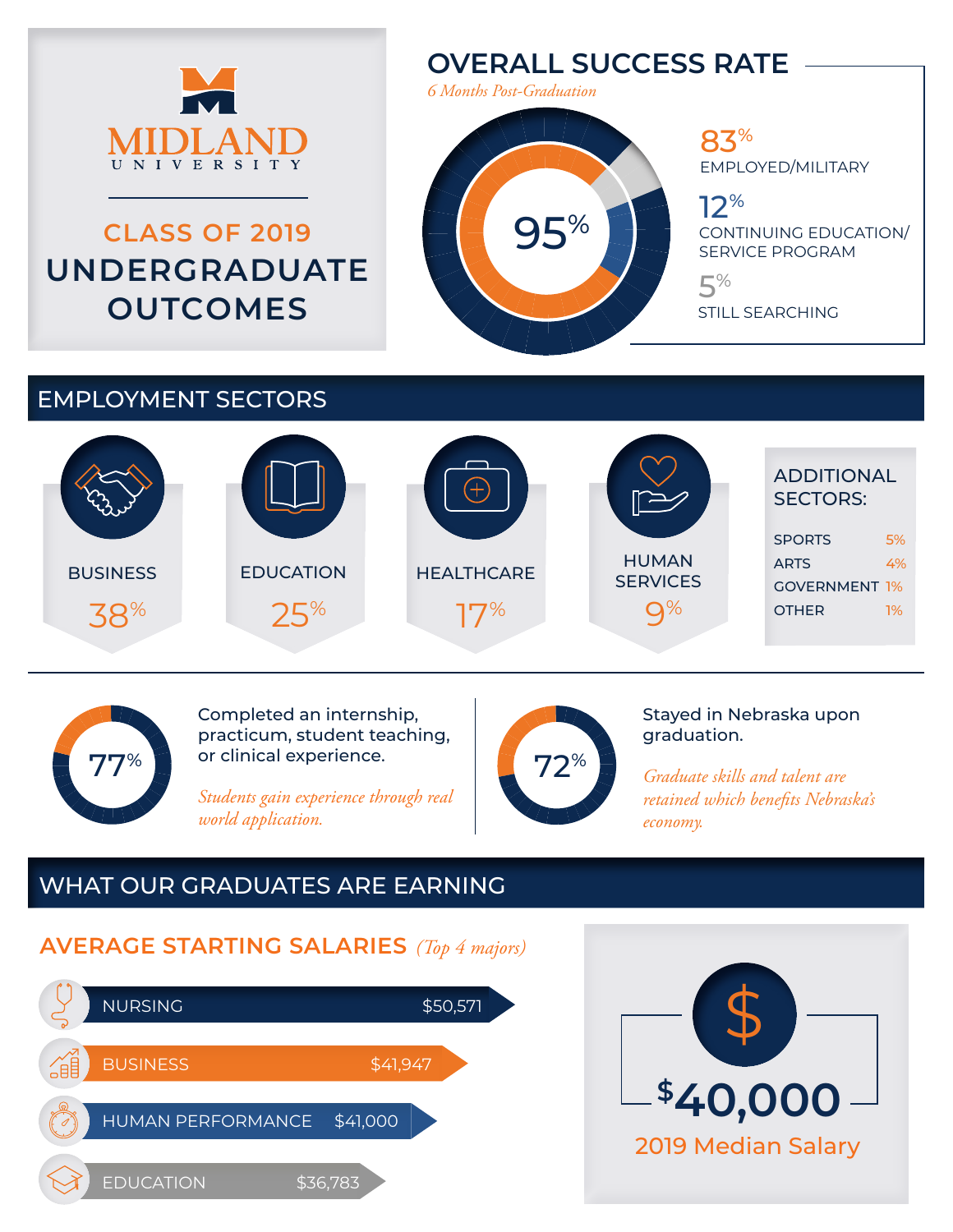# MIDLAND UNIVERSITY

## CLASS OF 2019 UNDERGRADUATE OUTCOMES

## OVERALL SUCCESS RATE

*6 Months Post-Graduation*

**95%**

- **83%** EMPLOYED/MILITARY
- **12%** CONTINUING EDUCATION/ SERVICE PROGRAM
- **5%** STILL SEARCHING

## EMPLOYMENT SECTORS

- BUSINESS **38%**
- EDUCATION **25%**
- HEALTHCARE **17%**
- HUMAN SERVICES **9%**

### ADDITIONAL SECTORS:

| | |
|---|---|
| SPORTS | 5% |
| ARTS | 4% |
| GOVERNMENT | 1% |
| OTHER | 1% |

**77%** Completed an internship, practicum, student teaching, or clinical experience.

*Students gain experience through real world application.*

**72%** Stayed in Nebraska upon graduation.

*Graduate skills and talent are retained which benefits Nebraska's economy.*

## WHAT OUR GRADUATES ARE EARNING

### AVERAGE STARTING SALARIES *(Top 4 majors)*

| Major | Salary |
|---|---|
| NURSING | $50,571 |
| BUSINESS | $41,947 |
| HUMAN PERFORMANCE | $41,000 |
| EDUCATION | $36,783 |

**$40,000**

2019 Median Salary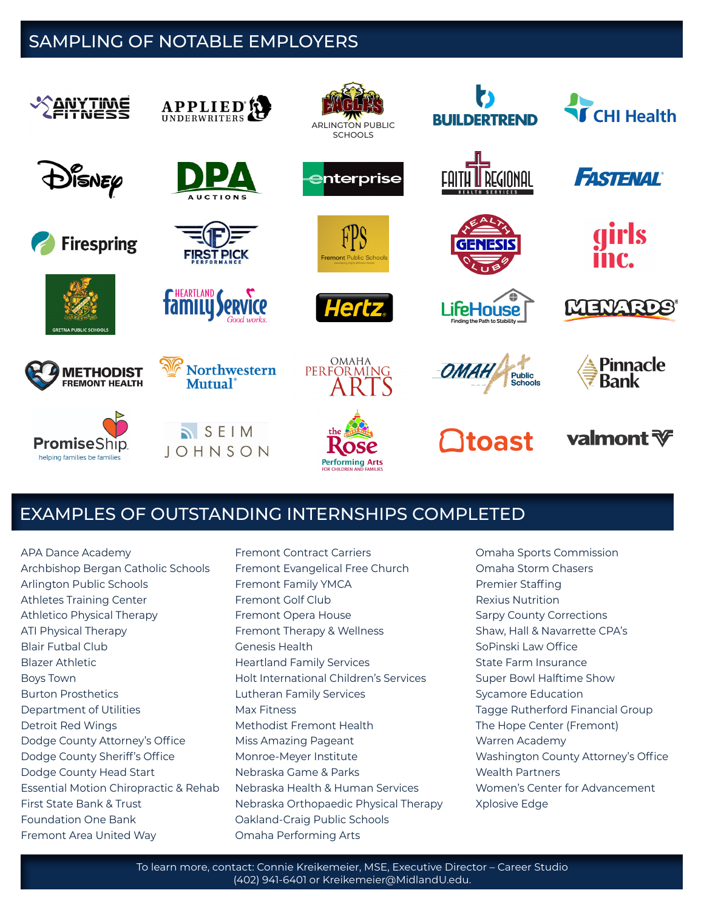## SAMPLING OF NOTABLE EMPLOYERS

ANYTIME FITNESS
APPLIED UNDERWRITERS
ARLINGTON PUBLIC SCHOOLS
BUILDERTREND
CHI Health
Disney
DPA AUCTIONS
enterprise
FAITH REGIONAL HEALTH SERVICES
FASTENAL
Firespring
FIRST PICK PERFORMANCE
FPS Fremont Public Schools
GENESIS HEALTH CLUBS
girls inc.
GRETNA PUBLIC SCHOOLS
HEARTLAND family Service Good works.
Hertz
LifeHouse Finding the Path to Stability
MENARDS
METHODIST FREMONT HEALTH
Northwestern Mutual
OMAHA PERFORMING ARTS
OMAHA Public Schools
Pinnacle Bank
PromiseShip helping families be families
SEIM JOHNSON
the Rose Performing Arts FOR CHILDREN AND FAMILIES
toast
valmont

## EXAMPLES OF OUTSTANDING INTERNSHIPS COMPLETED

APA Dance Academy
Archbishop Bergan Catholic Schools
Arlington Public Schools
Athletes Training Center
Athletico Physical Therapy
ATI Physical Therapy
Blair Futbal Club
Blazer Athletic
Boys Town
Burton Prosthetics
Department of Utilities
Detroit Red Wings
Dodge County Attorney's Office
Dodge County Sheriff's Office
Dodge County Head Start
Essential Motion Chiropractic & Rehab
First State Bank & Trust
Foundation One Bank
Fremont Area United Way
Fremont Contract Carriers
Fremont Evangelical Free Church
Fremont Family YMCA
Fremont Golf Club
Fremont Opera House
Fremont Therapy & Wellness
Genesis Health
Heartland Family Services
Holt International Children's Services
Lutheran Family Services
Max Fitness
Methodist Fremont Health
Miss Amazing Pageant
Monroe-Meyer Institute
Nebraska Game & Parks
Nebraska Health & Human Services
Nebraska Orthopaedic Physical Therapy
Oakland-Craig Public Schools
Omaha Performing Arts
Omaha Sports Commission
Omaha Storm Chasers
Premier Staffing
Rexius Nutrition
Sarpy County Corrections
Shaw, Hall & Navarrette CPA's
SoPinski Law Office
State Farm Insurance
Super Bowl Halftime Show
Sycamore Education
Tagge Rutherford Financial Group
The Hope Center (Fremont)
Warren Academy
Washington County Attorney's Office
Wealth Partners
Women's Center for Advancement
Xplosive Edge

To learn more, contact: Connie Kreikemeier, MSE, Executive Director – Career Studio
(402) 941-6401 or Kreikemeier@MidlandU.edu.